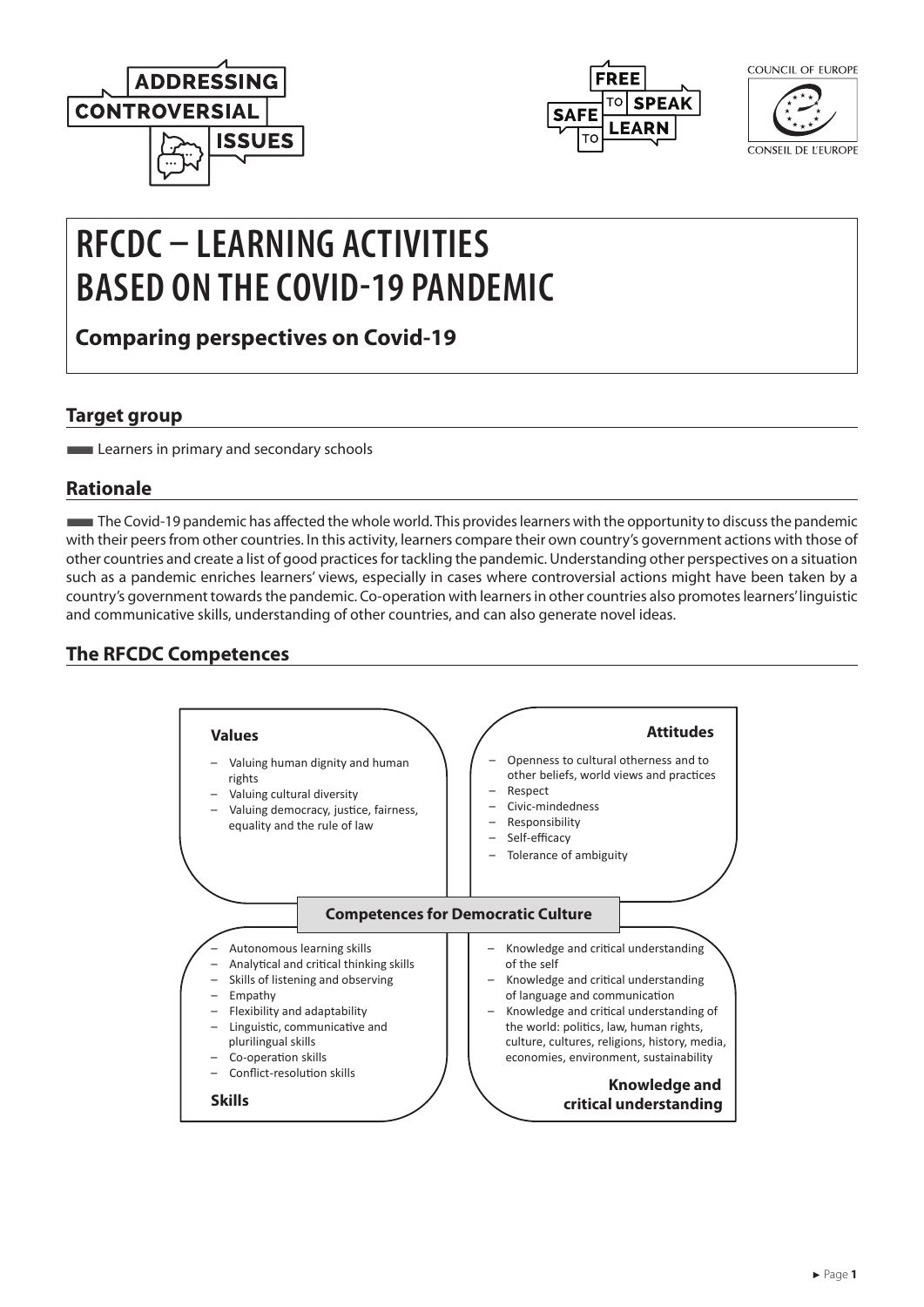# RFCDC – LEARNING ACTIVITIES BASED ON THE COVID-19 PANDEMIC

## Comparing perspectives on Covid-19

### Target group

Learners in primary and secondary schools

### Rationale

The Covid-19 pandemic has affected the whole world. This provides learners with the opportunity to discuss the pandemic with their peers from other countries. In this activity, learners compare their own country's government actions with those of other countries and create a list of good practices for tackling the pandemic. Understanding other perspectives on a situation such as a pandemic enriches learners' views, especially in cases where controversial actions might have been taken by a country's government towards the pandemic. Co-operation with learners in other countries also promotes learners' linguistic and communicative skills, understanding of other countries, and can also generate novel ideas.

### The RFCDC Competences

**Competences for Democratic Culture**

**Values**

- Valuing human dignity and human rights
- Valuing cultural diversity
- Valuing democracy, justice, fairness, equality and the rule of law

**Attitudes**

- Openness to cultural otherness and to other beliefs, world views and practices
- Respect
- Civic-mindedness
- Responsibility
- Self-efficacy
- Tolerance of ambiguity

**Skills**

- Autonomous learning skills
- Analytical and critical thinking skills
- Skills of listening and observing
- Empathy
- Flexibility and adaptability
- Linguistic, communicative and plurilingual skills
- Co-operation skills
- Conflict-resolution skills

**Knowledge and critical understanding**

- Knowledge and critical understanding of the self
- Knowledge and critical understanding of language and communication
- Knowledge and critical understanding of the world: politics, law, human rights, culture, cultures, religions, history, media, economies, environment, sustainability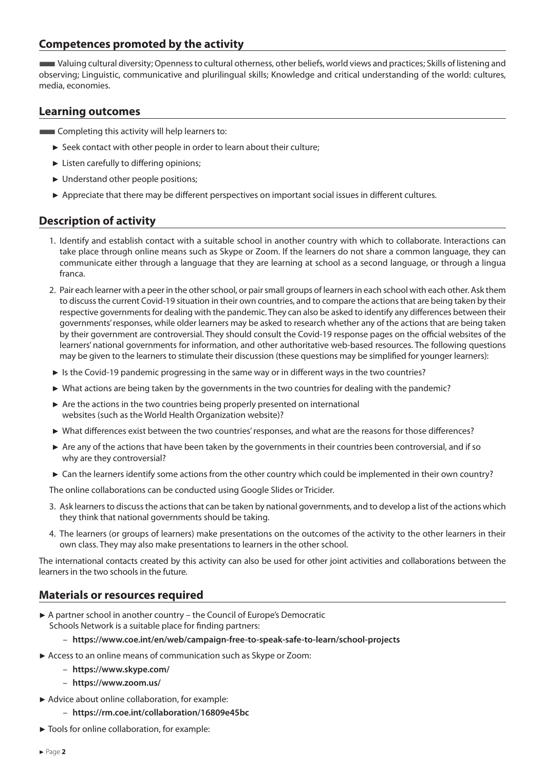## Competences promoted by the activity

Valuing cultural diversity; Openness to cultural otherness, other beliefs, world views and practices; Skills of listening and observing; Linguistic, communicative and plurilingual skills; Knowledge and critical understanding of the world: cultures, media, economies.

## Learning outcomes

Completing this activity will help learners to:

- Seek contact with other people in order to learn about their culture;
- Listen carefully to differing opinions;
- Understand other people positions;
- Appreciate that there may be different perspectives on important social issues in different cultures.

## Description of activity

1. Identify and establish contact with a suitable school in another country with which to collaborate. Interactions can take place through online means such as Skype or Zoom. If the learners do not share a common language, they can communicate either through a language that they are learning at school as a second language, or through a lingua franca.
2. Pair each learner with a peer in the other school, or pair small groups of learners in each school with each other. Ask them to discuss the current Covid-19 situation in their own countries, and to compare the actions that are being taken by their respective governments for dealing with the pandemic. They can also be asked to identify any differences between their governments' responses, while older learners may be asked to research whether any of the actions that are being taken by their government are controversial. They should consult the Covid-19 response pages on the official websites of the learners' national governments for information, and other authoritative web-based resources. The following questions may be given to the learners to stimulate their discussion (these questions may be simplified for younger learners):

- Is the Covid-19 pandemic progressing in the same way or in different ways in the two countries?
- What actions are being taken by the governments in the two countries for dealing with the pandemic?
- Are the actions in the two countries being properly presented on international websites (such as the World Health Organization website)?
- What differences exist between the two countries' responses, and what are the reasons for those differences?
- Are any of the actions that have been taken by the governments in their countries been controversial, and if so why are they controversial?
- Can the learners identify some actions from the other country which could be implemented in their own country?

The online collaborations can be conducted using Google Slides or Tricider.

3. Ask learners to discuss the actions that can be taken by national governments, and to develop a list of the actions which they think that national governments should be taking.
4. The learners (or groups of learners) make presentations on the outcomes of the activity to the other learners in their own class. They may also make presentations to learners in the other school.

The international contacts created by this activity can also be used for other joint activities and collaborations between the learners in the two schools in the future.

## Materials or resources required

- A partner school in another country – the Council of Europe's Democratic Schools Network is a suitable place for finding partners:
  - **https://www.coe.int/en/web/campaign-free-to-speak-safe-to-learn/school-projects**
- Access to an online means of communication such as Skype or Zoom:
  - **https://www.skype.com/**
  - **https://www.zoom.us/**
- Advice about online collaboration, for example:
  - **https://rm.coe.int/collaboration/16809e45bc**
- Tools for online collaboration, for example: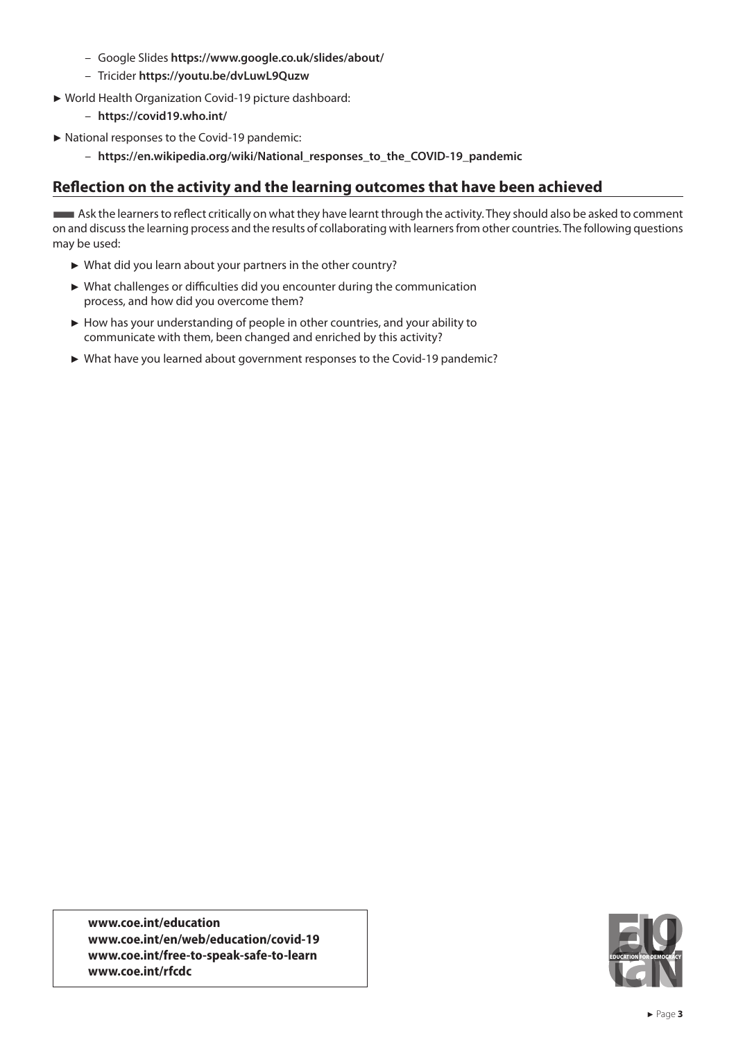- Google Slides **https://www.google.co.uk/slides/about/**
  - Tricider **https://youtu.be/dvLuwL9Quzw**
- World Health Organization Covid-19 picture dashboard:
  - **https://covid19.who.int/**
- National responses to the Covid-19 pandemic:
  - **https://en.wikipedia.org/wiki/National_responses_to_the_COVID-19_pandemic**

## Reflection on the activity and the learning outcomes that have been achieved

Ask the learners to reflect critically on what they have learnt through the activity. They should also be asked to comment on and discuss the learning process and the results of collaborating with learners from other countries. The following questions may be used:

- What did you learn about your partners in the other country?
- What challenges or difficulties did you encounter during the communication process, and how did you overcome them?
- How has your understanding of people in other countries, and your ability to communicate with them, been changed and enriched by this activity?
- What have you learned about government responses to the Covid-19 pandemic?

**www.coe.int/education**
**www.coe.int/en/web/education/covid-19**
**www.coe.int/free-to-speak-safe-to-learn**
**www.coe.int/rfcdc**

EDUCATION FOR DEMOCRACY